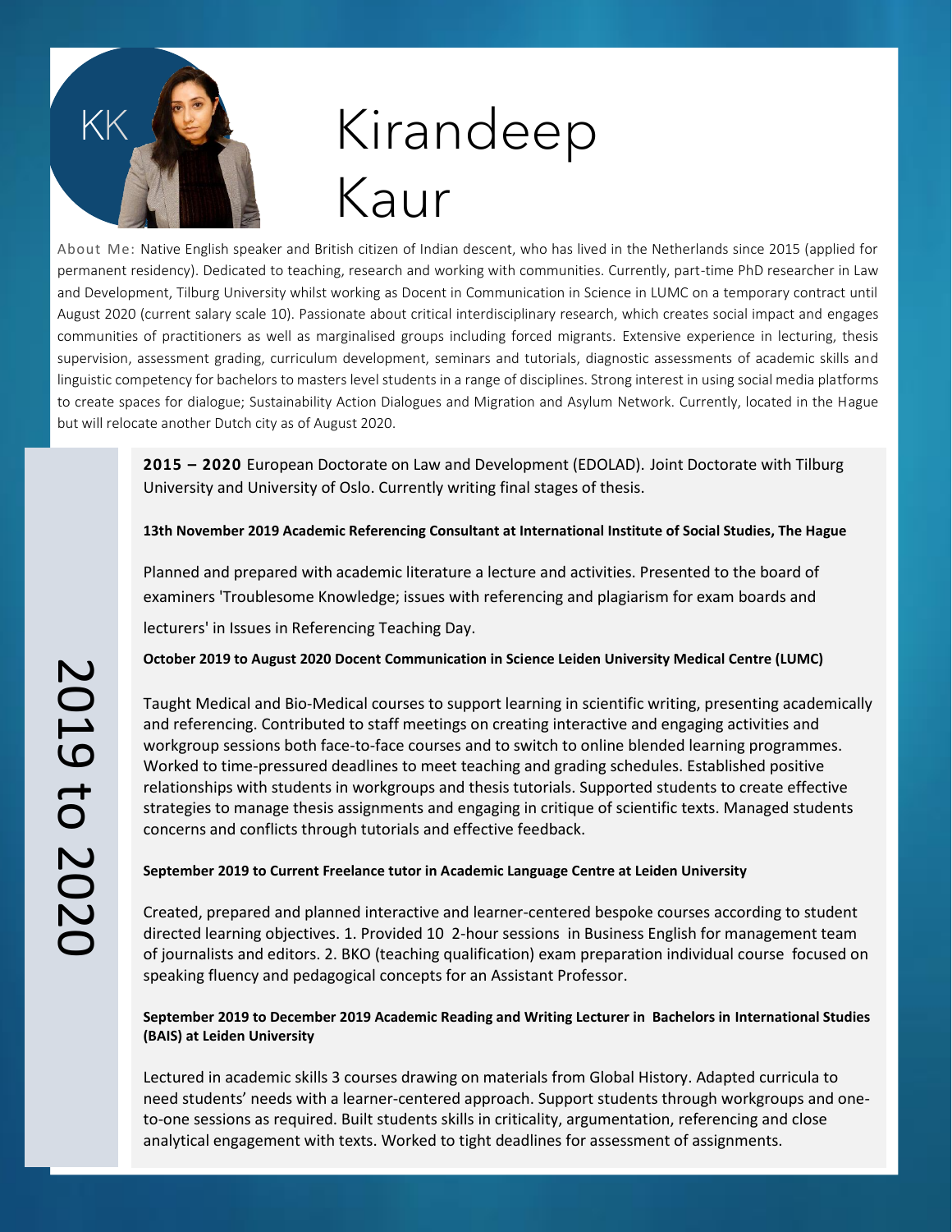KK

# Kirandeep Kaur

About Me: Native English speaker and British citizen of Indian descent, who has lived in the Netherlands since 2015 (applied for permanent residency). Dedicated to teaching, research and working with communities. Currently, part-time PhD researcher in Law and Development, Tilburg University whilst working as Docent in Communication in Science in LUMC on a temporary contract until August 2020 (current salary scale 10). Passionate about critical interdisciplinary research, which creates social impact and engages communities of practitioners as well as marginalised groups including forced migrants. Extensive experience in lecturing, thesis supervision, assessment grading, curriculum development, seminars and tutorials, diagnostic assessments of academic skills and linguistic competency for bachelors to masters level students in a range of disciplines. Strong interest in using social media platforms to create spaces for dialogue; Sustainability Action Dialogues and Migration and Asylum Network. Currently, located in the Hague but will relocate another Dutch city as of August 2020.

## 2019 to 2020

**2015 – 2020** European Doctorate on Law and Development (EDOLAD). Joint Doctorate with Tilburg University and University of Oslo. Currently writing final stages of thesis.

**13th November 2019 Academic Referencing Consultant at International Institute of Social Studies, The Hague**

Planned and prepared with academic literature a lecture and activities. Presented to the board of examiners 'Troublesome Knowledge; issues with referencing and plagiarism for exam boards and lecturers' in Issues in Referencing Teaching Day.

**October 2019 to August 2020 Docent Communication in Science Leiden University Medical Centre (LUMC)**

Taught Medical and Bio-Medical courses to support learning in scientific writing, presenting academically and referencing. Contributed to staff meetings on creating interactive and engaging activities and workgroup sessions both face-to-face courses and to switch to online blended learning programmes. Worked to time-pressured deadlines to meet teaching and grading schedules. Established positive relationships with students in workgroups and thesis tutorials. Supported students to create effective strategies to manage thesis assignments and engaging in critique of scientific texts. Managed students concerns and conflicts through tutorials and effective feedback.

**September 2019 to Current Freelance tutor in Academic Language Centre at Leiden University**

Created, prepared and planned interactive and learner-centered bespoke courses according to student directed learning objectives. 1. Provided 10 2-hour sessions in Business English for management team of journalists and editors. 2. BKO (teaching qualification) exam preparation individual course focused on speaking fluency and pedagogical concepts for an Assistant Professor.

**September 2019 to December 2019 Academic Reading and Writing Lecturer in Bachelors in International Studies (BAIS) at Leiden University**

Lectured in academic skills 3 courses drawing on materials from Global History. Adapted curricula to need students' needs with a learner-centered approach. Support students through workgroups and one-to-one sessions as required. Built students skills in criticality, argumentation, referencing and close analytical engagement with texts. Worked to tight deadlines for assessment of assignments.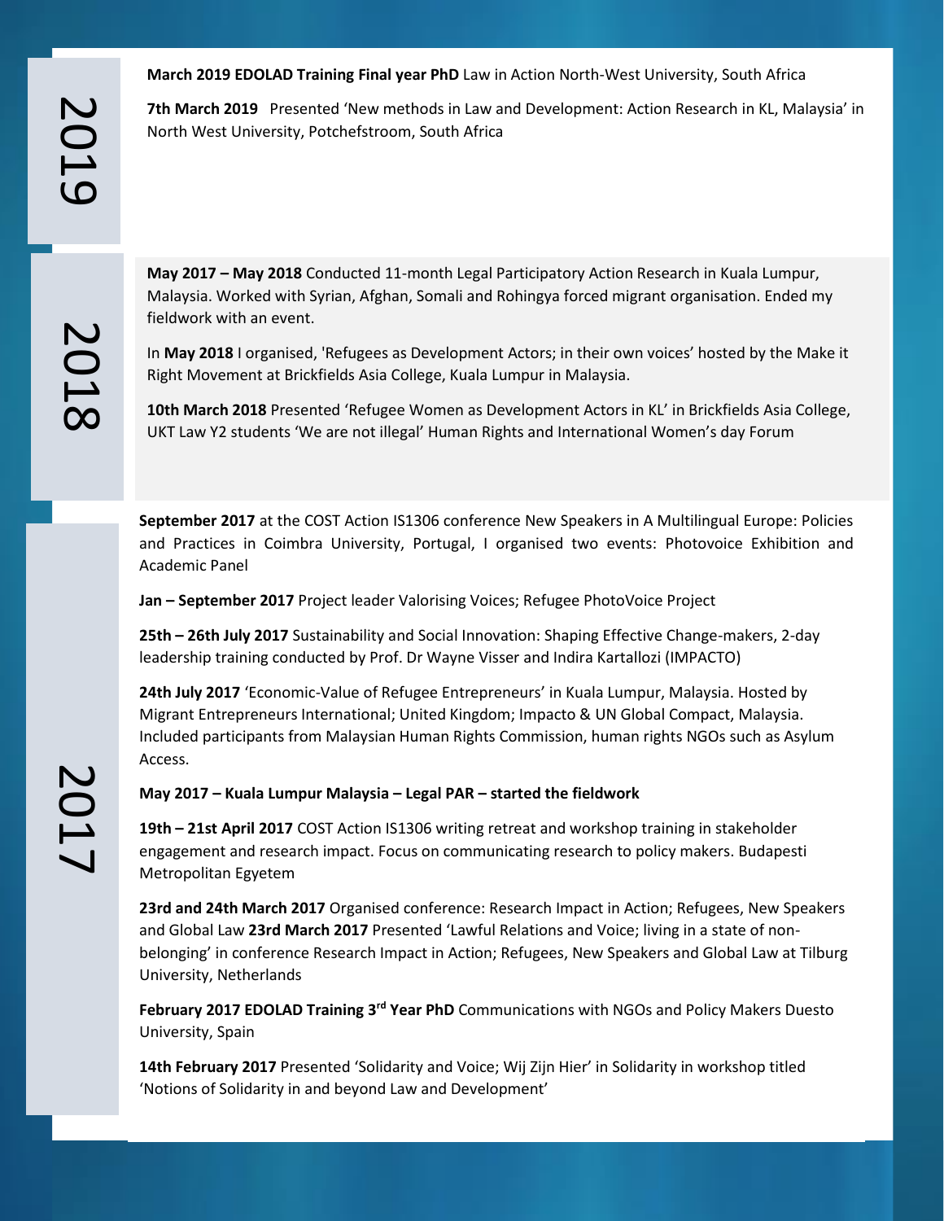## 2019

**March 2019 EDOLAD Training Final year PhD** Law in Action North-West University, South Africa

**7th March 2019** Presented 'New methods in Law and Development: Action Research in KL, Malaysia' in North West University, Potchefstroom, South Africa

## 2018

**May 2017 – May 2018** Conducted 11-month Legal Participatory Action Research in Kuala Lumpur, Malaysia. Worked with Syrian, Afghan, Somali and Rohingya forced migrant organisation. Ended my fieldwork with an event.

In **May 2018** I organised, 'Refugees as Development Actors; in their own voices' hosted by the Make it Right Movement at Brickfields Asia College, Kuala Lumpur in Malaysia.

**10th March 2018** Presented 'Refugee Women as Development Actors in KL' in Brickfields Asia College, UKT Law Y2 students 'We are not illegal' Human Rights and International Women's day Forum

## 2017

**September 2017** at the COST Action IS1306 conference New Speakers in A Multilingual Europe: Policies and Practices in Coimbra University, Portugal, I organised two events: Photovoice Exhibition and Academic Panel

**Jan – September 2017** Project leader Valorising Voices; Refugee PhotoVoice Project

**25th – 26th July 2017** Sustainability and Social Innovation: Shaping Effective Change-makers, 2-day leadership training conducted by Prof. Dr Wayne Visser and Indira Kartallozi (IMPACTO)

**24th July 2017** 'Economic-Value of Refugee Entrepreneurs' in Kuala Lumpur, Malaysia. Hosted by Migrant Entrepreneurs International; United Kingdom; Impacto & UN Global Compact, Malaysia. Included participants from Malaysian Human Rights Commission, human rights NGOs such as Asylum Access.

**May 2017 – Kuala Lumpur Malaysia – Legal PAR – started the fieldwork**

**19th – 21st April 2017** COST Action IS1306 writing retreat and workshop training in stakeholder engagement and research impact. Focus on communicating research to policy makers. Budapesti Metropolitan Egyetem

**23rd and 24th March 2017** Organised conference: Research Impact in Action; Refugees, New Speakers and Global Law **23rd March 2017** Presented 'Lawful Relations and Voice; living in a state of non-belonging' in conference Research Impact in Action; Refugees, New Speakers and Global Law at Tilburg University, Netherlands

**February 2017 EDOLAD Training 3rd Year PhD** Communications with NGOs and Policy Makers Duesto University, Spain

**14th February 2017** Presented 'Solidarity and Voice; Wij Zijn Hier' in Solidarity in workshop titled 'Notions of Solidarity in and beyond Law and Development'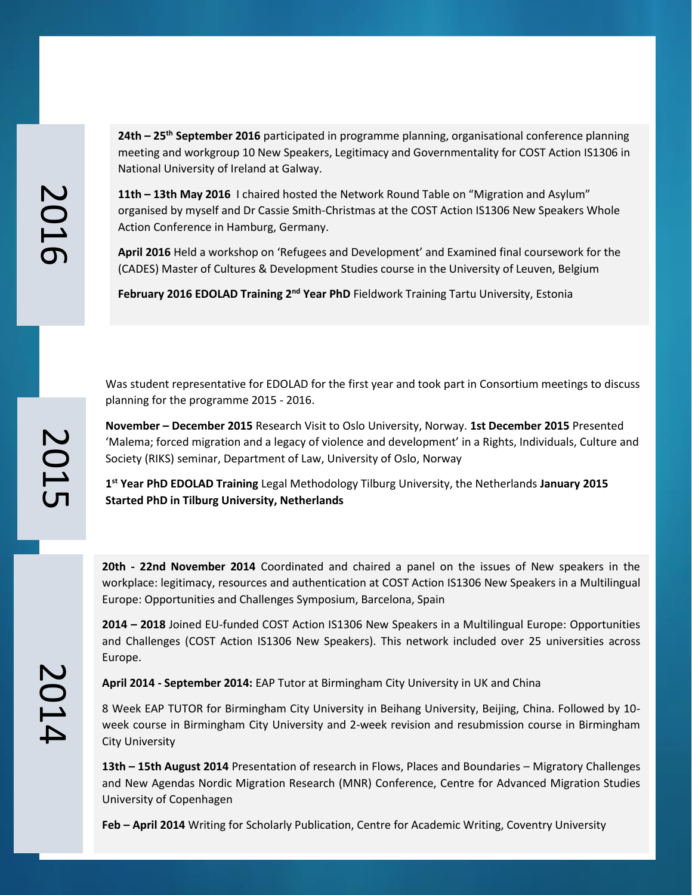## 2016

**24th – 25th September 2016** participated in programme planning, organisational conference planning meeting and workgroup 10 New Speakers, Legitimacy and Governmentality for COST Action IS1306 in National University of Ireland at Galway.

**11th – 13th May 2016** I chaired hosted the Network Round Table on "Migration and Asylum" organised by myself and Dr Cassie Smith-Christmas at the COST Action IS1306 New Speakers Whole Action Conference in Hamburg, Germany.

**April 2016** Held a workshop on 'Refugees and Development' and Examined final coursework for the (CADES) Master of Cultures & Development Studies course in the University of Leuven, Belgium

**February 2016 EDOLAD Training 2nd Year PhD** Fieldwork Training Tartu University, Estonia

## 2015

Was student representative for EDOLAD for the first year and took part in Consortium meetings to discuss planning for the programme 2015 - 2016.

**November – December 2015** Research Visit to Oslo University, Norway. **1st December 2015** Presented 'Malema; forced migration and a legacy of violence and development' in a Rights, Individuals, Culture and Society (RIKS) seminar, Department of Law, University of Oslo, Norway

**1st Year PhD EDOLAD Training** Legal Methodology Tilburg University, the Netherlands **January 2015 Started PhD in Tilburg University, Netherlands**

## 2014

**20th - 22nd November 2014** Coordinated and chaired a panel on the issues of New speakers in the workplace: legitimacy, resources and authentication at COST Action IS1306 New Speakers in a Multilingual Europe: Opportunities and Challenges Symposium, Barcelona, Spain

**2014 – 2018** Joined EU-funded COST Action IS1306 New Speakers in a Multilingual Europe: Opportunities and Challenges (COST Action IS1306 New Speakers). This network included over 25 universities across Europe.

**April 2014 - September 2014:** EAP Tutor at Birmingham City University in UK and China

8 Week EAP TUTOR for Birmingham City University in Beihang University, Beijing, China. Followed by 10-week course in Birmingham City University and 2-week revision and resubmission course in Birmingham City University

**13th – 15th August 2014** Presentation of research in Flows, Places and Boundaries – Migratory Challenges and New Agendas Nordic Migration Research (MNR) Conference, Centre for Advanced Migration Studies University of Copenhagen

**Feb – April 2014** Writing for Scholarly Publication, Centre for Academic Writing, Coventry University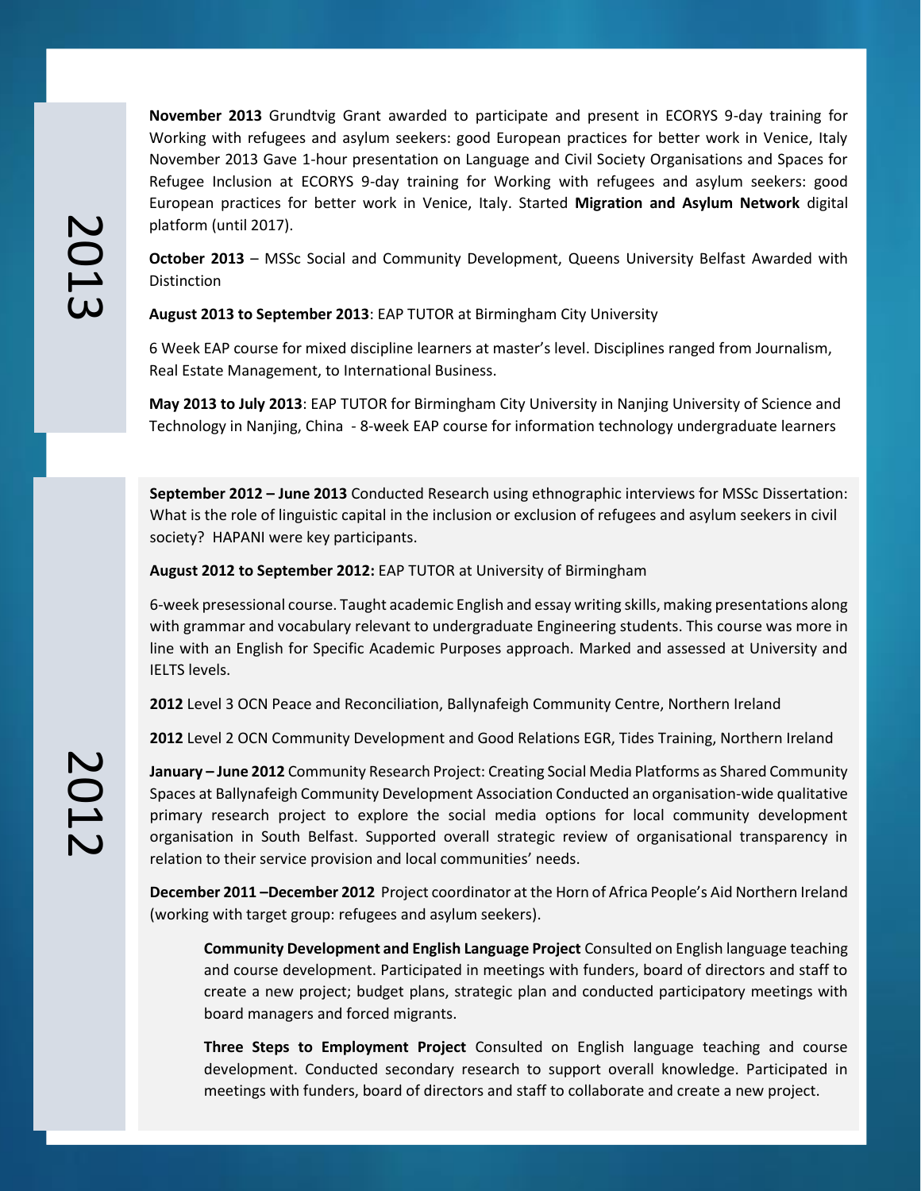## 2013

**November 2013** Grundtvig Grant awarded to participate and present in ECORYS 9-day training for Working with refugees and asylum seekers: good European practices for better work in Venice, Italy November 2013 Gave 1-hour presentation on Language and Civil Society Organisations and Spaces for Refugee Inclusion at ECORYS 9-day training for Working with refugees and asylum seekers: good European practices for better work in Venice, Italy. Started **Migration and Asylum Network** digital platform (until 2017).

**October 2013** – MSSc Social and Community Development, Queens University Belfast Awarded with Distinction

**August 2013 to September 2013**: EAP TUTOR at Birmingham City University

6 Week EAP course for mixed discipline learners at master's level. Disciplines ranged from Journalism, Real Estate Management, to International Business.

**May 2013 to July 2013**: EAP TUTOR for Birmingham City University in Nanjing University of Science and Technology in Nanjing, China - 8-week EAP course for information technology undergraduate learners

## 2012

**September 2012 – June 2013** Conducted Research using ethnographic interviews for MSSc Dissertation: What is the role of linguistic capital in the inclusion or exclusion of refugees and asylum seekers in civil society? HAPANI were key participants.

**August 2012 to September 2012:** EAP TUTOR at University of Birmingham

6-week presessional course. Taught academic English and essay writing skills, making presentations along with grammar and vocabulary relevant to undergraduate Engineering students. This course was more in line with an English for Specific Academic Purposes approach. Marked and assessed at University and IELTS levels.

**2012** Level 3 OCN Peace and Reconciliation, Ballynafeigh Community Centre, Northern Ireland

**2012** Level 2 OCN Community Development and Good Relations EGR, Tides Training, Northern Ireland

**January – June 2012** Community Research Project: Creating Social Media Platforms as Shared Community Spaces at Ballynafeigh Community Development Association Conducted an organisation-wide qualitative primary research project to explore the social media options for local community development organisation in South Belfast. Supported overall strategic review of organisational transparency in relation to their service provision and local communities' needs.

**December 2011 –December 2012** Project coordinator at the Horn of Africa People's Aid Northern Ireland (working with target group: refugees and asylum seekers).

> **Community Development and English Language Project** Consulted on English language teaching and course development. Participated in meetings with funders, board of directors and staff to create a new project; budget plans, strategic plan and conducted participatory meetings with board managers and forced migrants.
>
> **Three Steps to Employment Project** Consulted on English language teaching and course development. Conducted secondary research to support overall knowledge. Participated in meetings with funders, board of directors and staff to collaborate and create a new project.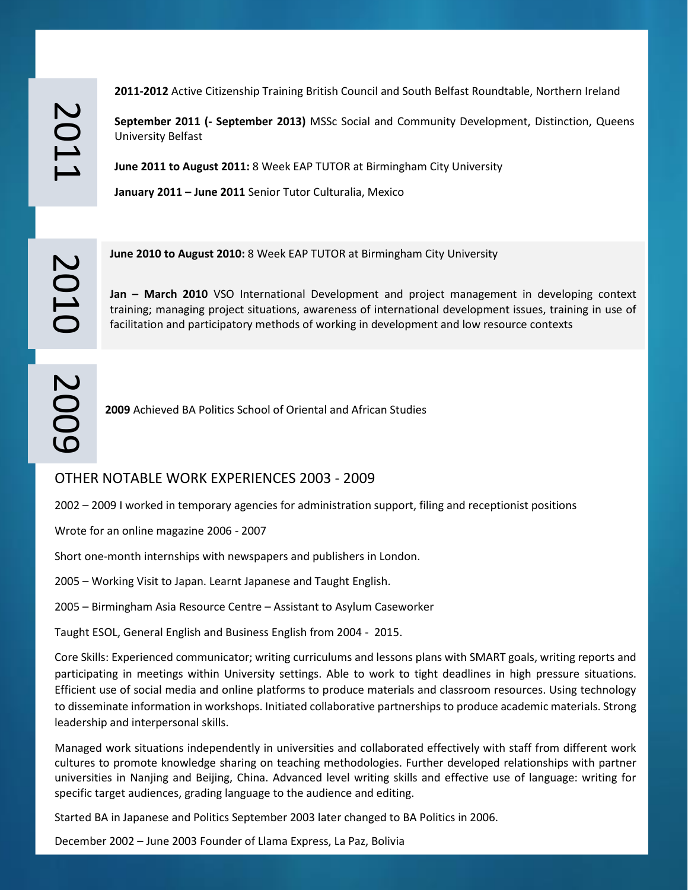## 2011

**2011-2012** Active Citizenship Training British Council and South Belfast Roundtable, Northern Ireland

**September 2011 (- September 2013)** MSSc Social and Community Development, Distinction, Queens University Belfast

**June 2011 to August 2011:** 8 Week EAP TUTOR at Birmingham City University

**January 2011 – June 2011** Senior Tutor Culturalia, Mexico

## 2010

**June 2010 to August 2010:** 8 Week EAP TUTOR at Birmingham City University

**Jan – March 2010** VSO International Development and project management in developing context training; managing project situations, awareness of international development issues, training in use of facilitation and participatory methods of working in development and low resource contexts

## 2009

**2009** Achieved BA Politics School of Oriental and African Studies

## OTHER NOTABLE WORK EXPERIENCES 2003 - 2009

2002 – 2009 I worked in temporary agencies for administration support, filing and receptionist positions

Wrote for an online magazine 2006 - 2007

Short one-month internships with newspapers and publishers in London.

2005 – Working Visit to Japan. Learnt Japanese and Taught English.

2005 – Birmingham Asia Resource Centre – Assistant to Asylum Caseworker

Taught ESOL, General English and Business English from 2004 - 2015.

Core Skills: Experienced communicator; writing curriculums and lessons plans with SMART goals, writing reports and participating in meetings within University settings. Able to work to tight deadlines in high pressure situations. Efficient use of social media and online platforms to produce materials and classroom resources. Using technology to disseminate information in workshops. Initiated collaborative partnerships to produce academic materials. Strong leadership and interpersonal skills.

Managed work situations independently in universities and collaborated effectively with staff from different work cultures to promote knowledge sharing on teaching methodologies. Further developed relationships with partner universities in Nanjing and Beijing, China. Advanced level writing skills and effective use of language: writing for specific target audiences, grading language to the audience and editing.

Started BA in Japanese and Politics September 2003 later changed to BA Politics in 2006.

December 2002 – June 2003 Founder of Llama Express, La Paz, Bolivia